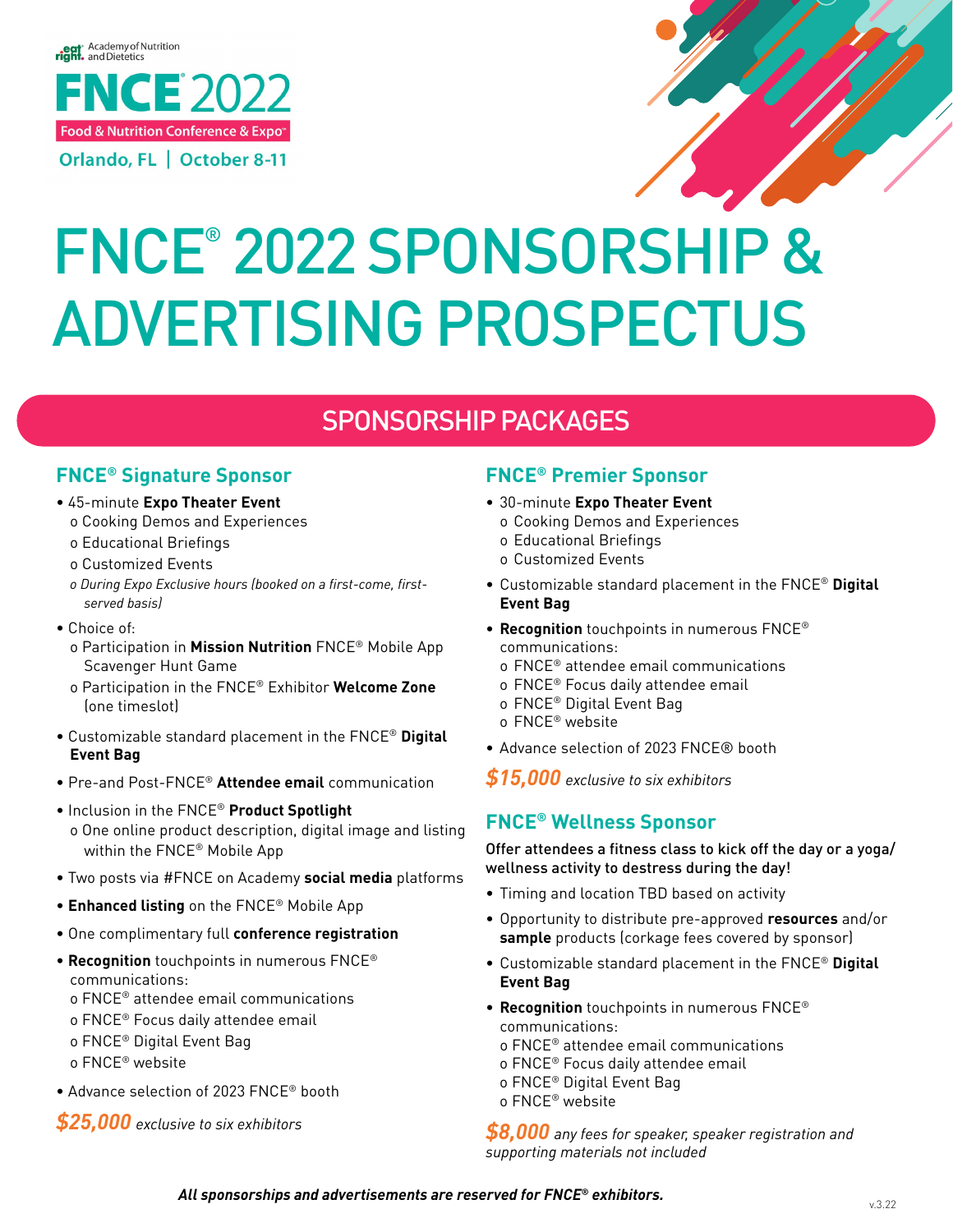eat right. Academy of Nutrition and Dietetics

FNCE® 2022

Food & Nutrition Conference & Expo™

Orlando, FL | October 8-11

# FNCE® 2022 SPONSORSHIP & ADVERTISING PROSPECTUS

## SPONSORSHIP PACKAGES

### FNCE® Signature Sponsor

- 45-minute **Expo Theater Event**
  - o Cooking Demos and Experiences
  - o Educational Briefings
  - o Customized Events
  - *o During Expo Exclusive hours (booked on a first-come, first-served basis)*
- Choice of:
  - o Participation in **Mission Nutrition** FNCE® Mobile App Scavenger Hunt Game
  - o Participation in the FNCE® Exhibitor **Welcome Zone** (one timeslot)
- Customizable standard placement in the FNCE® **Digital Event Bag**
- Pre-and Post-FNCE® **Attendee email** communication
- Inclusion in the FNCE® **Product Spotlight**
  - o One online product description, digital image and listing within the FNCE® Mobile App
- Two posts via #FNCE on Academy **social media** platforms
- **Enhanced listing** on the FNCE® Mobile App
- One complimentary full **conference registration**
- **Recognition** touchpoints in numerous FNCE® communications:
  - o FNCE® attendee email communications
  - o FNCE® Focus daily attendee email
  - o FNCE® Digital Event Bag
  - o FNCE® website
- Advance selection of 2023 FNCE® booth

***$25,000*** *exclusive to six exhibitors*

### FNCE® Premier Sponsor

- 30-minute **Expo Theater Event**
  - o Cooking Demos and Experiences
  - o Educational Briefings
  - o Customized Events
- Customizable standard placement in the FNCE® **Digital Event Bag**
- **Recognition** touchpoints in numerous FNCE® communications:
  - o FNCE® attendee email communications
  - o FNCE® Focus daily attendee email
  - o FNCE® Digital Event Bag
  - o FNCE® website
- Advance selection of 2023 FNCE® booth

***$15,000*** *exclusive to six exhibitors*

### FNCE® Wellness Sponsor

**Offer attendees a fitness class to kick off the day or a yoga/wellness activity to destress during the day!**

- Timing and location TBD based on activity
- Opportunity to distribute pre-approved **resources** and/or **sample** products (corkage fees covered by sponsor)
- Customizable standard placement in the FNCE® **Digital Event Bag**
- **Recognition** touchpoints in numerous FNCE® communications:
  - o FNCE® attendee email communications
  - o FNCE® Focus daily attendee email
  - o FNCE® Digital Event Bag
  - o FNCE® website

***$8,000*** *any fees for speaker, speaker registration and supporting materials not included*

***All sponsorships and advertisements are reserved for FNCE® exhibitors.***

v.3.22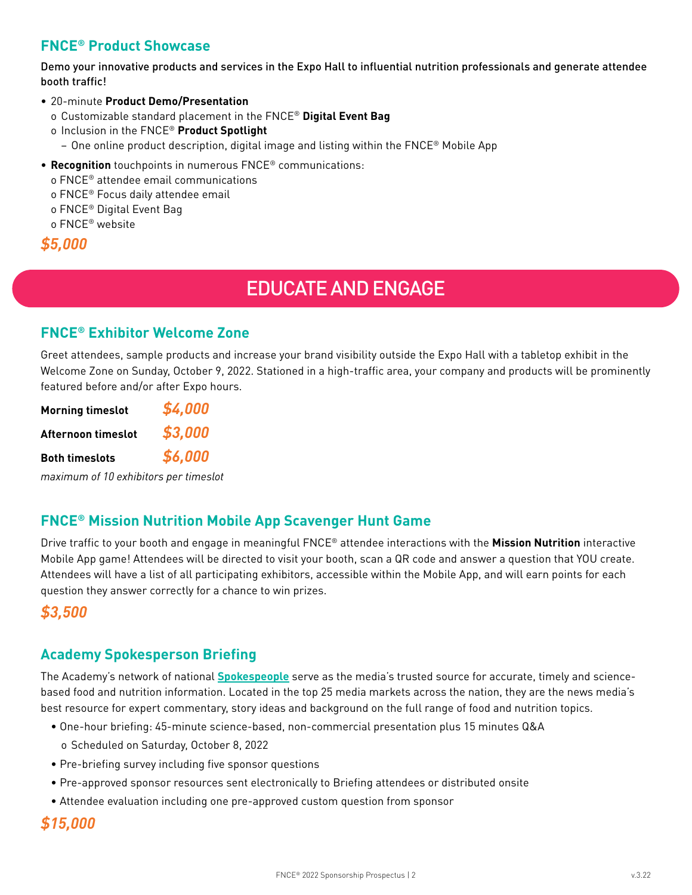## FNCE® Product Showcase

**Demo your innovative products and services in the Expo Hall to influential nutrition professionals and generate attendee booth traffic!**

- 20-minute **Product Demo/Presentation**
  - o Customizable standard placement in the FNCE® **Digital Event Bag**
  - o Inclusion in the FNCE® **Product Spotlight**
    - – One online product description, digital image and listing within the FNCE® Mobile App
- **Recognition** touchpoints in numerous FNCE® communications:
  - o FNCE® attendee email communications
  - o FNCE® Focus daily attendee email
  - o FNCE® Digital Event Bag
  - o FNCE® website

***$5,000***

# EDUCATE AND ENGAGE

## FNCE® Exhibitor Welcome Zone

Greet attendees, sample products and increase your brand visibility outside the Expo Hall with a tabletop exhibit in the Welcome Zone on Sunday, October 9, 2022. Stationed in a high-traffic area, your company and products will be prominently featured before and/or after Expo hours.

| | |
|---|---|
| **Morning timeslot** | ***$4,000*** |
| **Afternoon timeslot** | ***$3,000*** |
| **Both timeslots** | ***$6,000*** |

*maximum of 10 exhibitors per timeslot*

## FNCE® Mission Nutrition Mobile App Scavenger Hunt Game

Drive traffic to your booth and engage in meaningful FNCE® attendee interactions with the **Mission Nutrition** interactive Mobile App game! Attendees will be directed to visit your booth, scan a QR code and answer a question that YOU create. Attendees will have a list of all participating exhibitors, accessible within the Mobile App, and will earn points for each question they answer correctly for a chance to win prizes.

***$3,500***

## Academy Spokesperson Briefing

The Academy's network of national **Spokespeople** serve as the media's trusted source for accurate, timely and science-based food and nutrition information. Located in the top 25 media markets across the nation, they are the news media's best resource for expert commentary, story ideas and background on the full range of food and nutrition topics.

- One-hour briefing: 45-minute science-based, non-commercial presentation plus 15 minutes Q&A
  - o Scheduled on Saturday, October 8, 2022
- Pre-briefing survey including five sponsor questions
- Pre-approved sponsor resources sent electronically to Briefing attendees or distributed onsite
- Attendee evaluation including one pre-approved custom question from sponsor

***$15,000***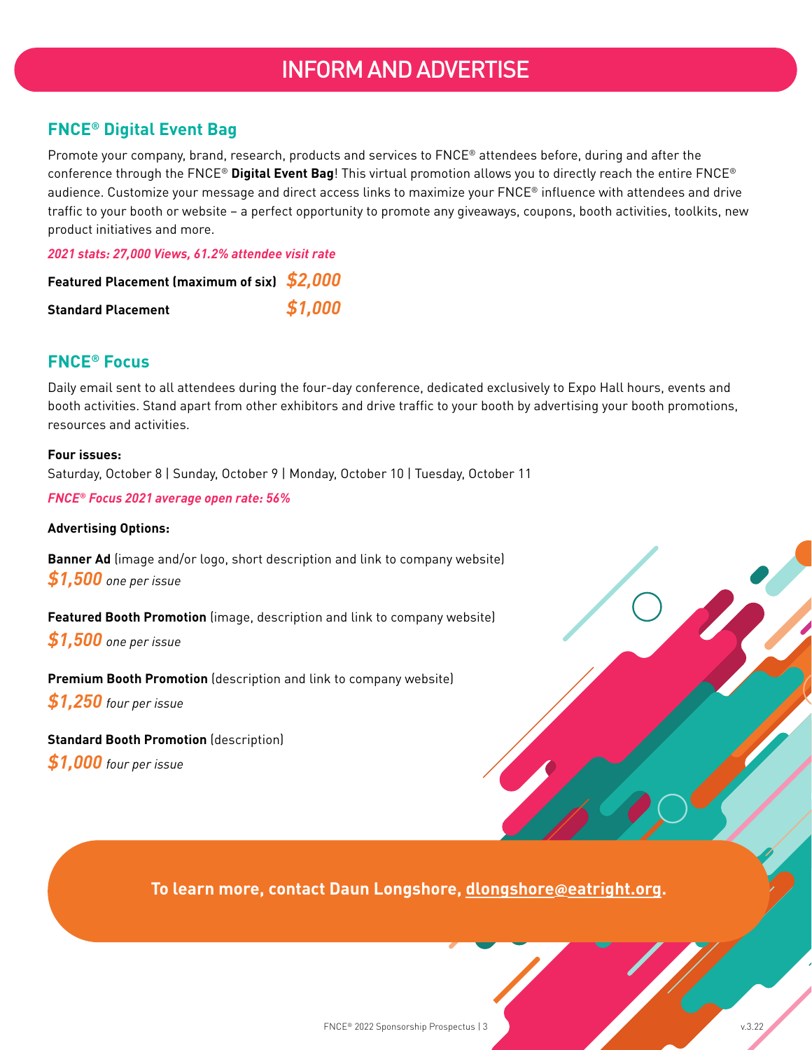# INFORM AND ADVERTISE

## FNCE® Digital Event Bag

Promote your company, brand, research, products and services to FNCE® attendees before, during and after the conference through the FNCE® **Digital Event Bag**! This virtual promotion allows you to directly reach the entire FNCE® audience. Customize your message and direct access links to maximize your FNCE® influence with attendees and drive traffic to your booth or website – a perfect opportunity to promote any giveaways, coupons, booth activities, toolkits, new product initiatives and more.

***2021 stats: 27,000 Views, 61.2% attendee visit rate***

**Featured Placement (maximum of six)** ***$2,000***

**Standard Placement** ***$1,000***

## FNCE® Focus

Daily email sent to all attendees during the four-day conference, dedicated exclusively to Expo Hall hours, events and booth activities. Stand apart from other exhibitors and drive traffic to your booth by advertising your booth promotions, resources and activities.

**Four issues:**
Saturday, October 8 | Sunday, October 9 | Monday, October 10 | Tuesday, October 11

***FNCE® Focus 2021 average open rate: 56%***

**Advertising Options:**

**Banner Ad** (image and/or logo, short description and link to company website)
***$1,500*** *one per issue*

**Featured Booth Promotion** (image, description and link to company website)
***$1,500*** *one per issue*

**Premium Booth Promotion** (description and link to company website)
***$1,250*** *four per issue*

**Standard Booth Promotion** (description)
***$1,000*** *four per issue*

**To learn more, contact Daun Longshore, dlongshore@eatright.org.**

v.3.22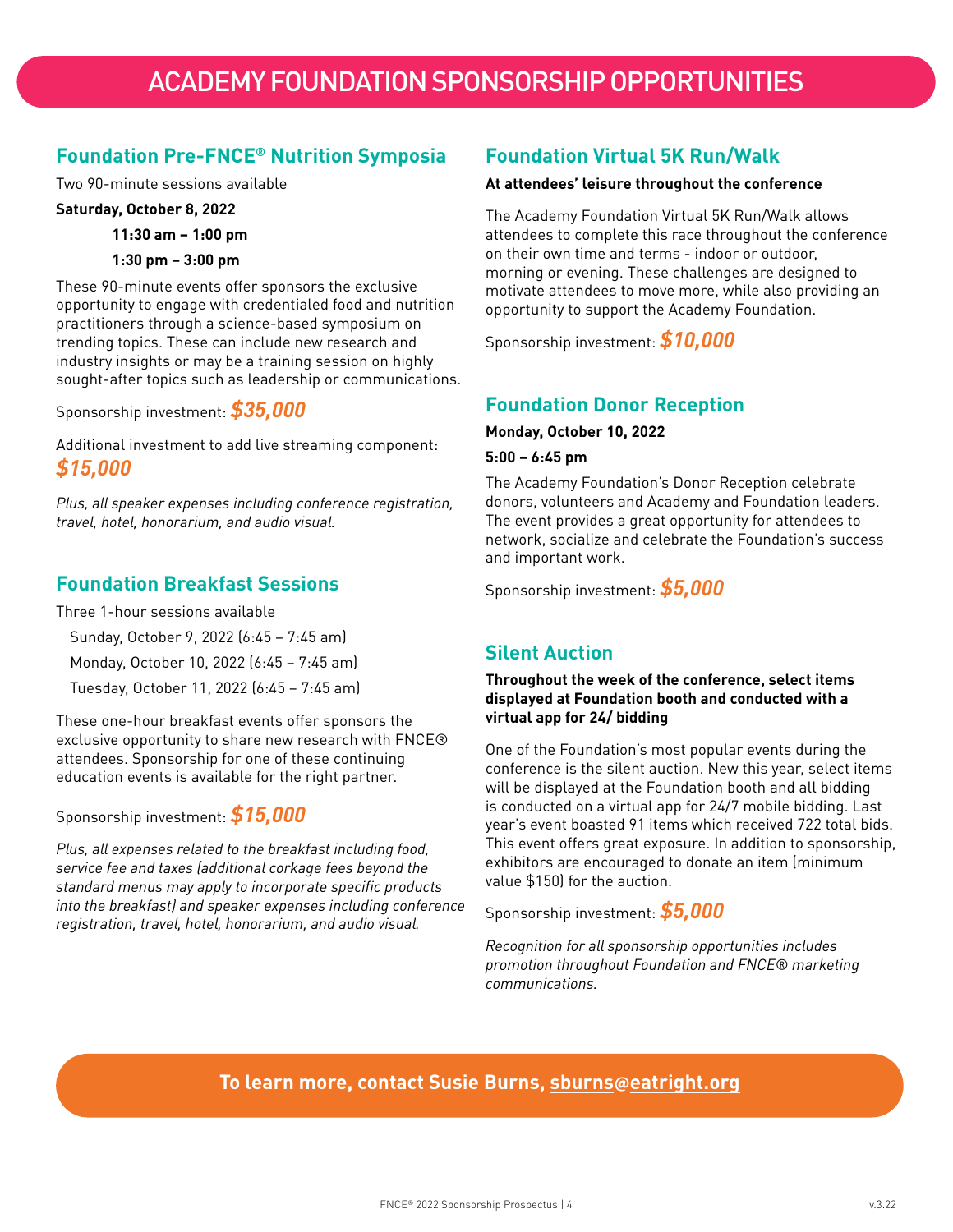# ACADEMY FOUNDATION SPONSORSHIP OPPORTUNITIES

## Foundation Pre-FNCE® Nutrition Symposia

Two 90-minute sessions available

**Saturday, October 8, 2022**

**11:30 am – 1:00 pm**

**1:30 pm – 3:00 pm**

These 90-minute events offer sponsors the exclusive opportunity to engage with credentialed food and nutrition practitioners through a science-based symposium on trending topics. These can include new research and industry insights or may be a training session on highly sought-after topics such as leadership or communications.

Sponsorship investment: ***$35,000***

Additional investment to add live streaming component: ***$15,000***

*Plus, all speaker expenses including conference registration, travel, hotel, honorarium, and audio visual.*

## Foundation Breakfast Sessions

Three 1-hour sessions available

Sunday, October 9, 2022 (6:45 – 7:45 am)

Monday, October 10, 2022 (6:45 – 7:45 am)

Tuesday, October 11, 2022 (6:45 – 7:45 am)

These one-hour breakfast events offer sponsors the exclusive opportunity to share new research with FNCE® attendees. Sponsorship for one of these continuing education events is available for the right partner.

Sponsorship investment: ***$15,000***

*Plus, all expenses related to the breakfast including food, service fee and taxes (additional corkage fees beyond the standard menus may apply to incorporate specific products into the breakfast) and speaker expenses including conference registration, travel, hotel, honorarium, and audio visual.*

## Foundation Virtual 5K Run/Walk

**At attendees' leisure throughout the conference**

The Academy Foundation Virtual 5K Run/Walk allows attendees to complete this race throughout the conference on their own time and terms - indoor or outdoor, morning or evening. These challenges are designed to motivate attendees to move more, while also providing an opportunity to support the Academy Foundation.

Sponsorship investment: ***$10,000***

## Foundation Donor Reception

**Monday, October 10, 2022**

**5:00 – 6:45 pm**

The Academy Foundation's Donor Reception celebrate donors, volunteers and Academy and Foundation leaders. The event provides a great opportunity for attendees to network, socialize and celebrate the Foundation's success and important work.

Sponsorship investment: ***$5,000***

## Silent Auction

**Throughout the week of the conference, select items displayed at Foundation booth and conducted with a virtual app for 24/ bidding**

One of the Foundation's most popular events during the conference is the silent auction. New this year, select items will be displayed at the Foundation booth and all bidding is conducted on a virtual app for 24/7 mobile bidding. Last year's event boasted 91 items which received 722 total bids. This event offers great exposure. In addition to sponsorship, exhibitors are encouraged to donate an item (minimum value $150) for the auction.

Sponsorship investment: ***$5,000***

*Recognition for all sponsorship opportunities includes promotion throughout Foundation and FNCE® marketing communications.*

**To learn more, contact Susie Burns, sburns@eatright.org**

v.3.22